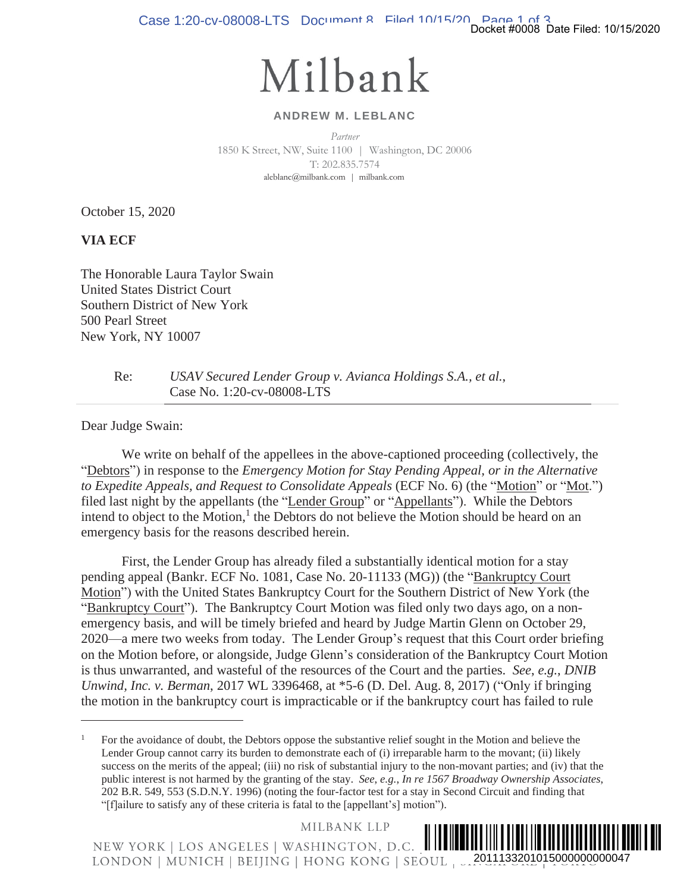# Milbank

**ANDREW M. LEBLANC**

*Partner*
1850 K Street, NW, Suite 1100 | Washington, DC 20006
T: 202.835.7574
aleblanc@milbank.com | milbank.com

October 15, 2020

**VIA ECF**

The Honorable Laura Taylor Swain
United States District Court
Southern District of New York
500 Pearl Street
New York, NY 10007

Re: *USAV Secured Lender Group v. Avianca Holdings S.A., et al.*, Case No. 1:20-cv-08008-LTS

Dear Judge Swain:

We write on behalf of the appellees in the above-captioned proceeding (collectively, the "Debtors") in response to the *Emergency Motion for Stay Pending Appeal, or in the Alternative to Expedite Appeals, and Request to Consolidate Appeals* (ECF No. 6) (the "Motion" or "Mot.") filed last night by the appellants (the "Lender Group" or "Appellants"). While the Debtors intend to object to the Motion,[1] the Debtors do not believe the Motion should be heard on an emergency basis for the reasons described herein.

First, the Lender Group has already filed a substantially identical motion for a stay pending appeal (Bankr. ECF No. 1081, Case No. 20-11133 (MG)) (the "Bankruptcy Court Motion") with the United States Bankruptcy Court for the Southern District of New York (the "Bankruptcy Court"). The Bankruptcy Court Motion was filed only two days ago, on a non-emergency basis, and will be timely briefed and heard by Judge Martin Glenn on October 29, 2020—a mere two weeks from today. The Lender Group's request that this Court order briefing on the Motion before, or alongside, Judge Glenn's consideration of the Bankruptcy Court Motion is thus unwarranted, and wasteful of the resources of the Court and the parties. *See, e.g.*, *DNIB Unwind, Inc. v. Berman*, 2017 WL 3396468, at *5-6 (D. Del. Aug. 8, 2017) ("Only if bringing the motion in the bankruptcy court is impracticable or if the bankruptcy court has failed to rule

---

[1] For the avoidance of doubt, the Debtors oppose the substantive relief sought in the Motion and believe the Lender Group cannot carry its burden to demonstrate each of (i) irreparable harm to the movant; (ii) likely success on the merits of the appeal; (iii) no risk of substantial injury to the non-movant parties; and (iv) that the public interest is not harmed by the granting of the stay. *See, e.g.*, *In re 1567 Broadway Ownership Associates*, 202 B.R. 549, 553 (S.D.N.Y. 1996) (noting the four-factor test for a stay in Second Circuit and finding that "[f]ailure to satisfy any of these criteria is fatal to the [appellant's] motion").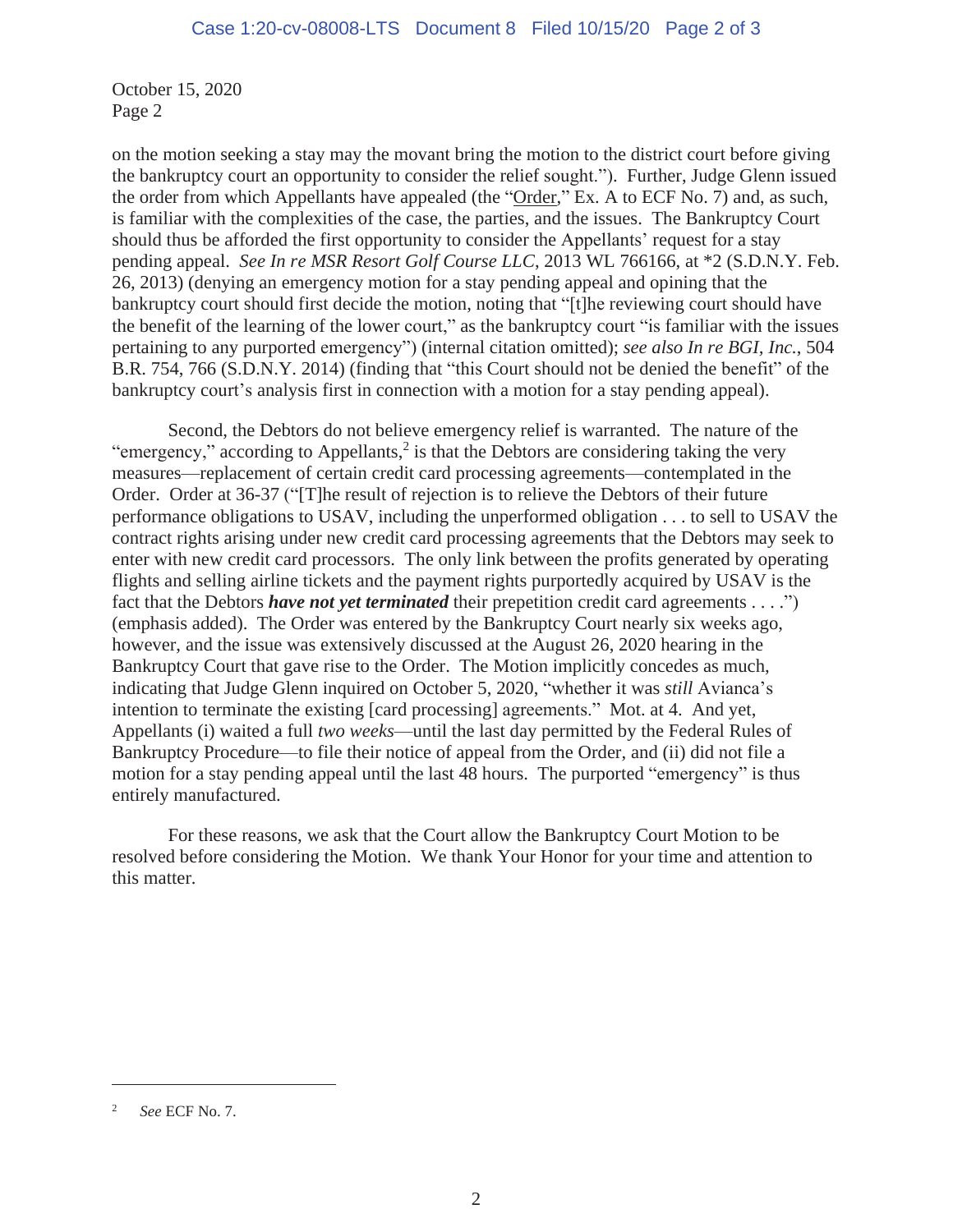October 15, 2020
Page 2

on the motion seeking a stay may the movant bring the motion to the district court before giving the bankruptcy court an opportunity to consider the relief sought."). Further, Judge Glenn issued the order from which Appellants have appealed (the "Order," Ex. A to ECF No. 7) and, as such, is familiar with the complexities of the case, the parties, and the issues. The Bankruptcy Court should thus be afforded the first opportunity to consider the Appellants' request for a stay pending appeal. *See In re MSR Resort Golf Course LLC*, 2013 WL 766166, at *2 (S.D.N.Y. Feb. 26, 2013) (denying an emergency motion for a stay pending appeal and opining that the bankruptcy court should first decide the motion, noting that "[t]he reviewing court should have the benefit of the learning of the lower court," as the bankruptcy court "is familiar with the issues pertaining to any purported emergency") (internal citation omitted); *see also In re BGI, Inc.*, 504 B.R. 754, 766 (S.D.N.Y. 2014) (finding that "this Court should not be denied the benefit" of the bankruptcy court's analysis first in connection with a motion for a stay pending appeal).

Second, the Debtors do not believe emergency relief is warranted. The nature of the "emergency," according to Appellants,[2] is that the Debtors are considering taking the very measures—replacement of certain credit card processing agreements—contemplated in the Order. Order at 36-37 ("[T]he result of rejection is to relieve the Debtors of their future performance obligations to USAV, including the unperformed obligation . . . to sell to USAV the contract rights arising under new credit card processing agreements that the Debtors may seek to enter with new credit card processors. The only link between the profits generated by operating flights and selling airline tickets and the payment rights purportedly acquired by USAV is the fact that the Debtors ***have not yet terminated*** their prepetition credit card agreements . . . .") (emphasis added). The Order was entered by the Bankruptcy Court nearly six weeks ago, however, and the issue was extensively discussed at the August 26, 2020 hearing in the Bankruptcy Court that gave rise to the Order. The Motion implicitly concedes as much, indicating that Judge Glenn inquired on October 5, 2020, "whether it was *still* Avianca's intention to terminate the existing [card processing] agreements." Mot. at 4. And yet, Appellants (i) waited a full *two weeks*—until the last day permitted by the Federal Rules of Bankruptcy Procedure—to file their notice of appeal from the Order, and (ii) did not file a motion for a stay pending appeal until the last 48 hours. The purported "emergency" is thus entirely manufactured.

For these reasons, we ask that the Court allow the Bankruptcy Court Motion to be resolved before considering the Motion. We thank Your Honor for your time and attention to this matter.

---

[2] *See* ECF No. 7.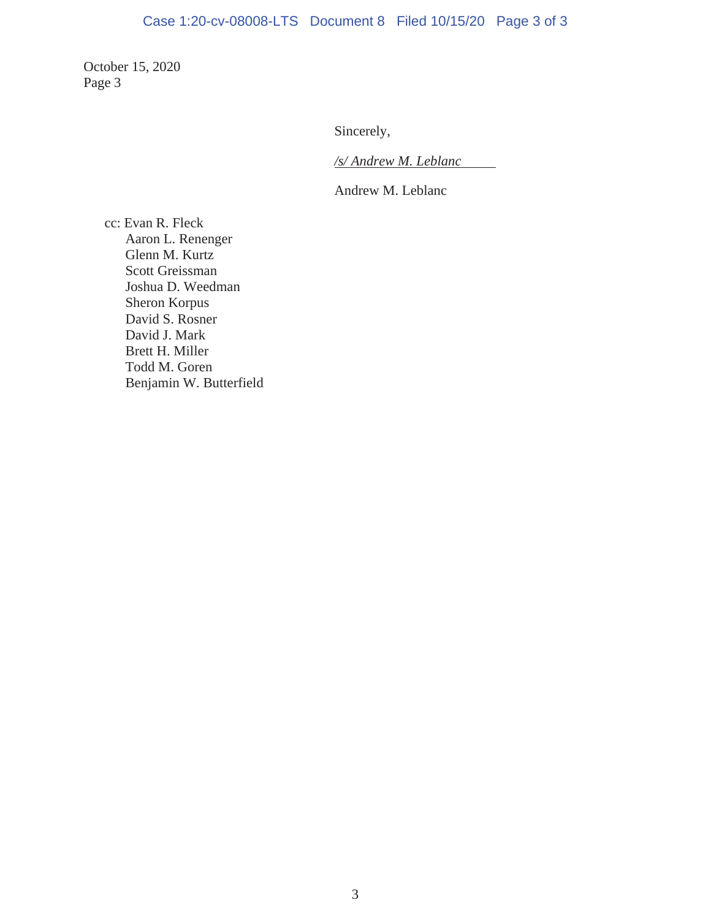October 15, 2020
Page 3

Sincerely,

*/s/ Andrew M. Leblanc*

Andrew M. Leblanc

cc: Evan R. Fleck
Aaron L. Renenger
Glenn M. Kurtz
Scott Greissman
Joshua D. Weedman
Sheron Korpus
David S. Rosner
David J. Mark
Brett H. Miller
Todd M. Goren
Benjamin W. Butterfield